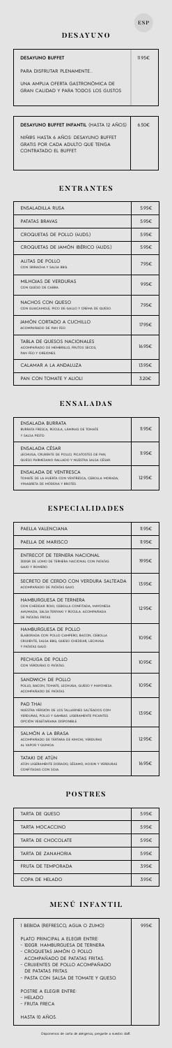ESP

## DESAYUNO

| | |
|---|---|
| **DESAYUNO BUFFET**<br><br>PARA DISFRUTAR PLENAMENTE.<br><br>UNA AMPLIA OFERTA GASTRONÓMICA DE GRAN CALIDAD Y PARA TODOS LOS GUSTOS | 11.95€ |
| **DESAYUNO BUFFET INFANTIL** (HASTA 12 AÑOS)<br><br>NIÑOS HASTA 6 AÑOS: DESAYUNO BUFFET GRATIS POR CADA ADULTO QUE TENGA CONTRATADO EL BUFFET. | 6.50€ |

## ENTRANTES

| | |
|---|---|
| ENSALADILLA RUSA | 5.95€ |
| PATATAS BRAVAS | 5.95€ |
| CROQUETAS DE POLLO (4UDS.) | 5.95€ |
| CROQUETAS DE JAMÓN IBÉRICO (4UDS.) | 5.95€ |
| ALITAS DE POLLO<br>CON SRIRACHA Y SALSA BBQ | 7.95€ |
| MILHOJAS DE VERDURAS<br>CON QUESO DE CABRA | 9.95€ |
| NACHOS CON QUESO<br>CON GUACAMOLE, PICO DE GALLO Y CREMA DE QUESO. | 7.95€ |
| JAMÓN CORTADO A CUCHILLO<br>ACOMPAÑADO DE PAN FEO | 17.95€ |
| TABLA DE QUESOS NACIONALES<br>ACOMPAÑADO DE MEMBRILLO, FRUTOS SECOS, PAN FEO Y OREJONES | 16.95€ |
| CALAMAR A LA ANDALUZA | 13.95€ |
| PAN CON TOMATE Y ALIOLI | 3.20€ |

## ENSALADAS

| | |
|---|---|
| ENSALADA BURRATA<br>BURRATA FRESCA, RÚCULA, LAMINAS DE TOMATE Y SALSA PESTO | 11.95€ |
| ENSALADA CÉSAR<br>LECHUGA, CRUJIENTE DE POLLO, PICATOSTES DE PAN, QUESO PARMESANO RALLADO Y NUESTRA SALSA CÉSAR | 11.95€ |
| ENSALADA DE VENTRESCA<br>TOMATE DE LA HUERTA CON VENTRESCA, CEBOLLA MORADA, VINAGRETA DE MODENA Y BROTES | 12.95€ |

## ESPECIALIDADES

| | |
|---|---|
| PAELLA VALENCIANA | 11.95€ |
| PAELLA DE MARISCO | 11.95€ |
| ENTRECOT DE TERNERA NACIONAL<br>300GR DE LOMO DE TERNERA NACIONAL CON PATATAS GAJO Y ROMERO. | 19.95€ |
| SECRETO DE CERDO CON VERDURA SALTEADA<br>ACOMPAÑADO DE PATATAS GAJO. | 13.95€ |
| HAMBURGUESA DE TERNERA<br>CON CHEDDAR ROJO, CEBOLLA CONFITADA, MAYONESA AHUMADA, SALSA TERIYAKI Y RÚCULA. ACOMPAÑADA DE PATATAS FRITAS | 12.95€ |
| HAMBURGUESA DE POLLO<br>ELABORADA CON POLLO CAMPERO, BACON, CEBOLLA CRUJIENTE, SALSA BBQ, QUESO CHEDDAR, LECHUGA Y PATATAS GAJO | 10.95€ |
| PECHUGA DE POLLO<br>CON VERDURAS O PATATAS | 10.95€ |
| SANDWICH DE POLLO<br>POLLO, BACON, TOMATE, LECHUGA, QUESO Y MAYONESA ACOMPAÑADO DE PATATAS | 10.95€ |
| PAD THAI<br>NUESTRA VERSIÓN DE LOS TALLARINES SALTEADOS CON VERDURAS, POLLO Y GAMBAS. LIGERAMENTE PICANTES. OPCIÓN VEGETARIANA DISPONIBLE | 13.95€ |
| SALMÓN A LA BRASA<br>ACOMPAÑADO DE TÁRTARA DE KIMCHI, VERDURAS AL VAPOR Y QUINOA | 12.95€ |
| TATAKI DE ATÚN<br>ATÚN LIGERAMENTE DORADO, SÉSAMO, HOISIN Y VERDURAS CONFITADAS CON SOJA | 16.95€ |

## POSTRES

| | |
|---|---|
| TARTA DE QUESO | 5.95€ |
| TARTA MOCACCINO | 5.95€ |
| TARTA DE CHOCOLATE | 5.95€ |
| TARTA DE ZANAHORIA | 5.95€ |
| FRUTA DE TEMPORADA | 3.95€ |
| COPA DE HELADO | 3.95€ |

## MENÚ INFANTIL

| | |
|---|---|
| 1 BEBIDA (REFRESCO, AGUA O ZUMO)<br><br>PLATO PRINCIPAL A ELEGIR ENTRE:<br>- 100GR. HAMBURGUESA DE TERNERA<br>- CROQUETAS JAMÓN O POLLO ACOMPAÑADO DE PATATAS FRITAS.<br>- CRUJIENTES DE POLLO ACOMPAÑADO DE PATATAS FRITAS.<br>- PASTA CON SALSA DE TOMATE Y QUESO.<br><br>POSTRE A ELEGIR ENTRE:<br>- HELADO<br>- FRUTA FRECA<br><br>HASTA 10 AÑOS | 9.95€ |

Disponemos de carta de alérgenos, pregunte a nuestro staff.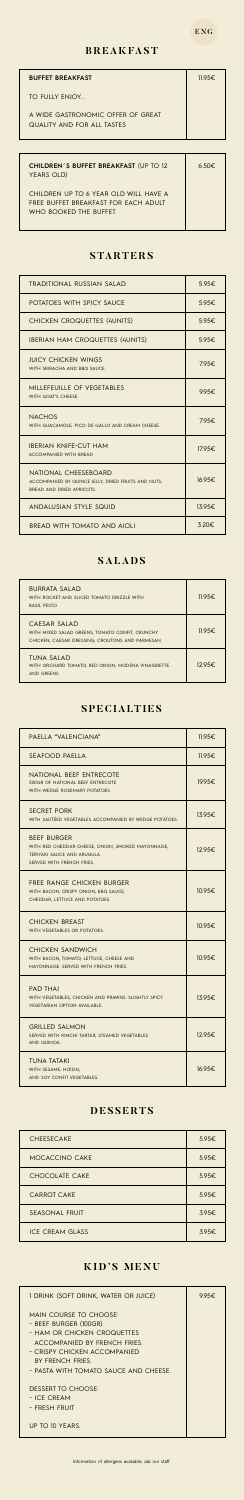ENG

## BREAKFAST

| BUFFET BREAKFAST | 11.95€ |
|---|---|
| TO FULLY ENJOY...<br><br>A WIDE GASTRONOMIC OFFER OF GREAT QUALITY AND FOR ALL TASTES | |

| CHILDREN´S BUFFET BREAKFAST (UP TO 12 YEARS OLD) | 6.50€ |
|---|---|
| CHILDREN UP TO 6 YEAR OLD WILL HAVE A FREE BUFFET BREAKFAST FOR EACH ADULT WHO BOOKED THE BUFFET. | |

## STARTERS

| Dish | Price |
|---|---|
| TRADITIONAL RUSSIAN SALAD | 5.95€ |
| POTATOES WITH SPICY SAUCE | 5.95€ |
| CHICKEN CROQUETTES (4UNITS) | 5.95€ |
| IBERIAN HAM CROQUETTES (4UNITS) | 5.95€ |
| JUICY CHICKEN WINGS<br>WITH SRIRACHA AND BBQ SAUCE | 7.95€ |
| MILLEFEUILLE OF VEGETABLES<br>WITH GOAT'S CHEESE | 9.95€ |
| NACHOS<br>WITH GUACAMOLE, PICO DE GALLO AND CREAM CHEESE. | 7.95€ |
| IBERIAN KNIFE-CUT HAM<br>ACCOMPANIED WITH BREAD | 17.95€ |
| NATIONAL CHEESEBOARD<br>ACCOMPANIED BY QUINCE JELLY, DRIED FRUITS AND NUTS, BREAD AND DRIED APRICOTS. | 16.95€ |
| ANDALUSIAN STYLE SQUID | 13.95€ |
| BREAD WITH TOMATO AND AIOLI | 3.20€ |

## SALADS

| Dish | Price |
|---|---|
| BURRATA SALAD<br>WITH ROCKET AND SLICED TOMATO DRIZZLE WITH BASIL PESTO | 11.95€ |
| CAESAR SALAD<br>WITH MIXED SALAD GREENS, TOMATO CONFIT, CRUNCHY CHICKEN, CAESAR DRESSING, CROUTONS AND PARMESAN. | 11.95€ |
| TUNA SALAD<br>WITH ORCHARD TOMATO, RED ONION, MODENA VINAIGRETTE AND GREENS. | 12.95€ |

## SPECIALTIES

| Dish | Price |
|---|---|
| PAELLA "VALENCIANA" | 11.95€ |
| SEAFOOD PAELLA | 11.95€ |
| NATIONAL BEEF ENTRECOTE<br>350GR OF NATIONAL BEEF ENTRECOTE WITH WEDGE ROSEMARY POTATOES. | 19.95€ |
| SECRET PORK<br>WITH SAUTÉED VEGETABLES ACCOMPANIED BY WEDGE POTATOES. | 13.95€ |
| BEEF BURGER<br>WITH RED CHEDDAR CHEESE, ONION, SMOKED MAYONNAISE, TERIYAKI SAUCE AND ARUGULA. SERVED WITH FRENCH FRIES. | 12.95€ |
| FREE RANGE CHICKEN BURGER<br>WITH BACON, CRISPY ONION, BBQ SAUCE, CHEDDAR, LETTUCE AND POTATOES. | 10.95€ |
| CHICKEN BREAST<br>WITH VEGETABLES OR POTATOES. | 10.95€ |
| CHICKEN SANDWICH<br>WITH BACON, TOMATO, LETTUCE, CHEESE AND MAYONNAISE. SERVED WITH FRENCH FRIES. | 10.95€ |
| PAD THAI<br>WITH VEGETABLES, CHICKEN AND PRAWNS. SLIGHTLY SPICY. VEGETARIAN OPTION AVAILABLE. | 13.95€ |
| GRILLED SALMON<br>SERVED WITH KIMCHI TARTAR, STEAMED VEGETABLES AND QUINOA. | 12.95€ |
| TUNA TATAKI<br>WITH SESAME, HOISIN, AND SOY CONFIT VEGETABLES | 16.95€ |

## DESSERTS

| Dish | Price |
|---|---|
| CHEESECAKE | 5.95€ |
| MOCACCINO CAKE | 5.95€ |
| CHOCOLATE CAKE | 5.95€ |
| CARROT CAKE | 5.95€ |
| SEASONAL FRUIT | 3.95€ |
| ICE CREAM GLASS | 3.95€ |

## KID'S MENU

| Menu | Price |
|---|---|
| 1 DRINK (SOFT DRINK, WATER OR JUICE)<br><br>MAIN COURSE TO CHOOSE:<br>- BEEF BURGER (100GR)<br>- HAM OR CHICKEN CROQUETTES ACCOMPANIED BY FRENCH FRIES.<br>- CRISPY CHICKEN ACCOMPANIED BY FRENCH FRIES.<br>- PASTA WITH TOMATO SAUCE AND CHEESE<br><br>DESSERT TO CHOOSE:<br>- ICE CREAM<br>- FRESH FRUIT<br><br>UP TO 10 YEARS. | 9.95€ |

Information of allergens available, ask our staff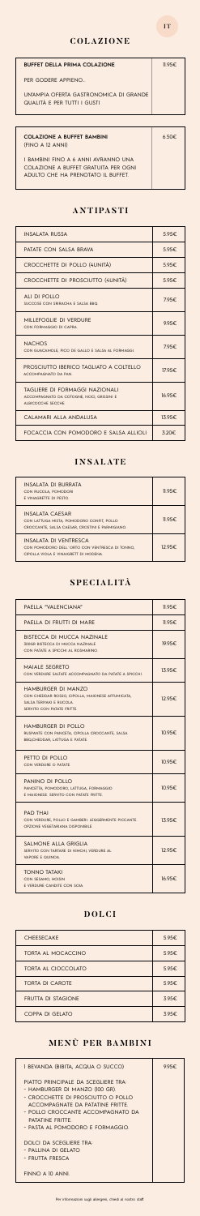# COLAZIONE

| BUFFET DELLA PRIMA COLAZIONE | 11.95€ |
|---|---|
| PER GODERE APPIENO.. UN'AMPIA OFFERTA GASTRONOMICA DI GRANDE QUALITÀ E PER TUTTI I GUSTI | |

| COLAZIONE A BUFFET BAMBINI (FINO A 12 ANNI) | 6.50€ |
|---|---|
| I BAMBINI FINO A 6 ANNI AVRANNO UNA COLAZIONE A BUFFET GRATUITA PER OGNI ADULTO CHE HA PRENOTATO IL BUFFET. | |

# ANTIPASTI

| Piatto | Prezzo |
|---|---|
| INSALATA RUSSA | 5.95€ |
| PATATE CON SALSA BRAVA | 5.95€ |
| CROCCHETTE DI POLLO (4UNITÀ) | 5.95€ |
| CROCCHETTE DI PROSCIUTTO (4UNITÀ) | 5.95€ |
| ALI DI POLLO<br>SUCCOSE CON SRIRACHA E SALSA BBQ | 7.95€ |
| MILLEFOGLIE DI VERDURE<br>CON FORMAGGIO DI CAPRA | 9.95€ |
| NACHOS<br>CON GUACAMOLE, PICO DE GALLO E SALSA AL FORMAGGIO | 7.95€ |
| PROSCIUTTO IBERICO TAGLIATO A COLTELLO<br>ACCOMPAGNATO DA PAN | 17.95€ |
| TAGLIERE DI FORMAGGI NAZIONALI<br>ACCOMPAGNATO DA COTOGNE, NOCI, GRISSINI E ALBICOCCHE SECCHE | 16.95€ |
| CALAMARI ALLA ANDALUSA | 13.95€ |
| FOCACCIA CON POMODORO E SALSA ALLIOLI | 3.20€ |

# INSALATE

| Piatto | Prezzo |
|---|---|
| INSALATA DI BURRATA<br>CON RUCOLA, POMODORI E VINAIGRETTE DI PESTO | 11.95€ |
| INSALATA CAESAR<br>CON LATTUGA MISTA, POMODORO CONFIT, POLLO CROCCANTE, SALSA CAESAR, CROSTINI E PARMIGIANO. | 11.95€ |
| INSALATA DI VENTRESCA<br>CON POMODORO DELL' ORTO CON VENTRESCA DI TONNO, CIPOLLA VIOLA E VINAIGRETT DI MODENA | 12.95€ |

# SPECIALITÀ

| Piatto | Prezzo |
|---|---|
| PAELLA "VALENCIANA" | 11.95€ |
| PAELLA DI FRUTTI DI MARE | 11.95€ |
| BISTECCA DI MUCCA NAZIALE<br>300GR BISTECCA DI MUCCA NAZIONALE CON PATATE A SPICCHI AL ROSMARINO. | 19.95€ |
| MAIALE SEGRETO<br>CON VERDURE SALTATE ACCOMPAGNATO DA PATATE A SPICCHI. | 13.95€ |
| HAMBURGER DI MANZO<br>CON CHEDDAR ROSSO, CIPOLLA, MAIONESE AFFUMICATA, SALSA TERIYAKI E RUCOLA.<br>SERVITO CON PATATE FRITTE | 12.95€ |
| HAMBURGER DI POLLO<br>RUSPANTE CON PANCETTA, CIPOLLA CROCCANTE, SALSA BBQ,CHEDDAR, LATTUGA E PATATE | 10.95€ |
| PETTO DI POLLO<br>CON VERDURE O PATATE | 10.95€ |
| PANINO DI POLLO<br>PANCETTA, POMODORO, LATTUGA, FORMAGGIO E MAIONESE. SERVITO CON PATATE FRITTE. | 10.95€ |
| PAD THAI<br>CON VERDURE, POLLO E GAMBERI. LEGGERMENTE PICCANTE OPZIONE VEGETARIANA DISPONIBILE. | 13.95€ |
| SALMONE ALLA GRIGLIA<br>SERVITO CON TARTARE DI KIMCHI, VERDURE AL VAPORE E QUINOA. | 12.95€ |
| TONNO TATAKI<br>CON SESAMO, HOISIN E VERDURE CANDITE CON SOIA. | 16.95€ |

# DOLCI

| Piatto | Prezzo |
|---|---|
| CHEESECAKE | 5.95€ |
| TORTA AL MOCACCINO | 5.95€ |
| TORTA AL CIOCCOLATO | 5.95€ |
| TORTA DI CAROTE | 5.95€ |
| FRUTTA DI STAGIONE | 3.95€ |
| COPPA DI GELATO | 3.95€ |

# MENÙ PER BAMBINI

| I BEVANDA (BIBITA, ACQUA O SUCCO) | 9.95€ |
|---|---|

PIATTO PRINCIPALE DA SCEGLIERE TRA:
- HAMBURGER DI MANZO (100 GR).
- CROCCHETTE DI PROSCIUTTO O POLLO ACCOMPAGNATE DA PATATINE FRITTE.
- POLLO CROCCANTE ACCOMPAGNATO DA PATATINE FRITTE.
- PASTA AL POMODORO E FORMAGGIO.

DOLCI DA SCEGLIERE TRA:
- PALLINA DI GELATO
- FRUTTA FRESCA

FINNO A 10 ANNI.

Per informazioni sugli allergeni, chiedi al nostro staff.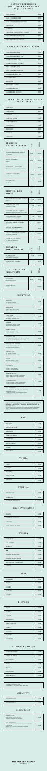## AGUAS Y REFRESCOS
## SOFT DRINKS AND WATER
## ACQUA E BIBITE

## CERVEZAS · BEERS · BIRRE

## CAFÉS Y TÉS · COFFEES & TEAS · CAFFÈ E TISANE

## BLANCOS
## WHITE · BIANCHI

## TINTOS · RED
## ROSSI

## ROSADOS
## ROSÉ · ROSATI

## CAVA · SPUMANTI
## CHAMPAGNE

## COCKTAILS

## GIN

## VODKA

## TEQUILA

## BRANDY/COGNAC

## WHISKY

## RUM

## LIQUORS

## PACHARÁN / ORUJOS

## VERMOUTH

## MOCKTAILS